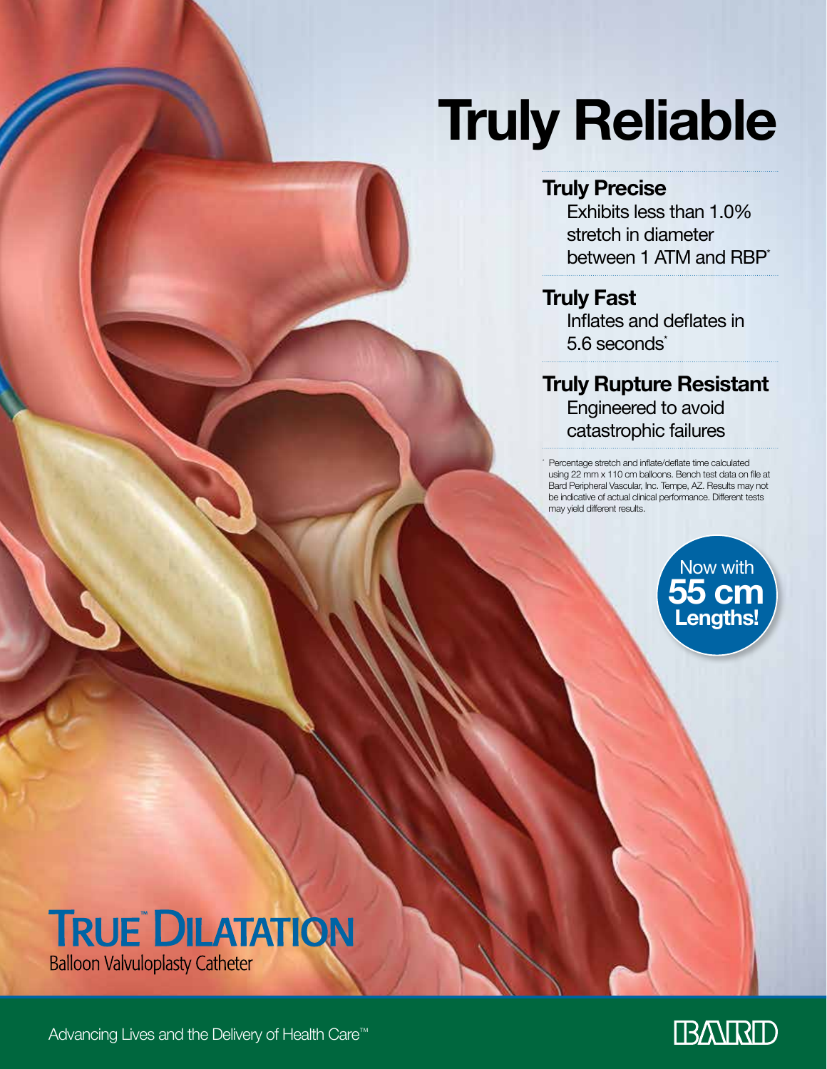# Truly Reliable

**Truly Precise**

Exhibits less than 1.0% stretch in diameter between 1 ATM and RBP*

**Truly Fast**

Inflates and deflates in 5.6 seconds*

**Truly Rupture Resistant**

Engineered to avoid catastrophic failures

* Percentage stretch and inflate/deflate time calculated using 22 mm x 110 cm balloons. Bench test data on file at Bard Peripheral Vascular, Inc. Tempe, AZ. Results may not be indicative of actual clinical performance. Different tests may yield different results.

Now with **55 cm Lengths!**

**TRUE™ DILATATION**

Balloon Valvuloplasty Catheter

Advancing Lives and the Delivery of Health Care™

BARD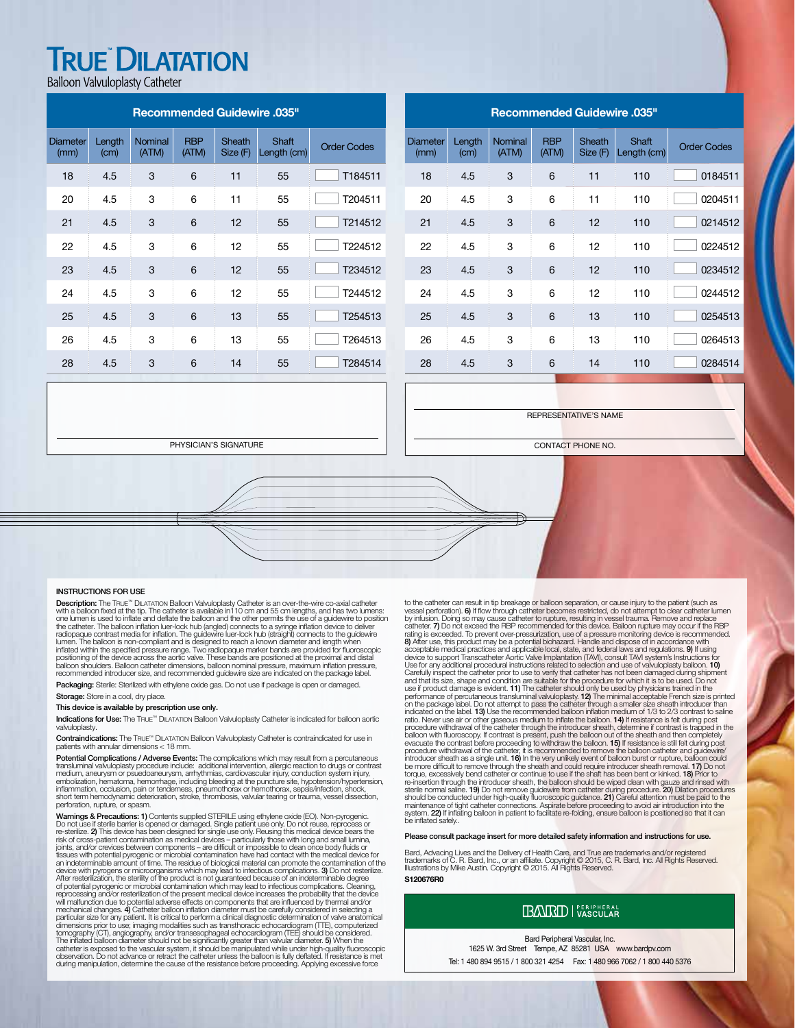# TRUE™ DILATATION

Balloon Valvuloplasty Catheter

| Recommended Guidewire .035" | | | | | | |
|---|---|---|---|---|---|---|
| Diameter (mm) | Length (cm) | Nominal (ATM) | RBP (ATM) | Sheath Size (F) | Shaft Length (cm) | Order Codes |
| 18 | 4.5 | 3 | 6 | 11 | 55 | T184511 |
| 20 | 4.5 | 3 | 6 | 11 | 55 | T204511 |
| 21 | 4.5 | 3 | 6 | 12 | 55 | T214512 |
| 22 | 4.5 | 3 | 6 | 12 | 55 | T224512 |
| 23 | 4.5 | 3 | 6 | 12 | 55 | T234512 |
| 24 | 4.5 | 3 | 6 | 12 | 55 | T244512 |
| 25 | 4.5 | 3 | 6 | 13 | 55 | T254513 |
| 26 | 4.5 | 3 | 6 | 13 | 55 | T264513 |
| 28 | 4.5 | 3 | 6 | 14 | 55 | T284514 |

| Recommended Guidewire .035" | | | | | | |
|---|---|---|---|---|---|---|
| Diameter (mm) | Length (cm) | Nominal (ATM) | RBP (ATM) | Sheath Size (F) | Shaft Length (cm) | Order Codes |
| 18 | 4.5 | 3 | 6 | 11 | 110 | 0184511 |
| 20 | 4.5 | 3 | 6 | 11 | 110 | 0204511 |
| 21 | 4.5 | 3 | 6 | 12 | 110 | 0214512 |
| 22 | 4.5 | 3 | 6 | 12 | 110 | 0224512 |
| 23 | 4.5 | 3 | 6 | 12 | 110 | 0234512 |
| 24 | 4.5 | 3 | 6 | 12 | 110 | 0244512 |
| 25 | 4.5 | 3 | 6 | 13 | 110 | 0254513 |
| 26 | 4.5 | 3 | 6 | 13 | 110 | 0264513 |
| 28 | 4.5 | 3 | 6 | 14 | 110 | 0284514 |

PHYSICIAN'S SIGNATURE

REPRESENTATIVE'S NAME

CONTACT PHONE NO.

## INSTRUCTIONS FOR USE

**Description:** The TRUE™ DILATATION Balloon Valvuloplasty Catheter is an over-the-wire co-axial catheter with a balloon fixed at the tip. The catheter is available in110 cm and 55 cm lengths, and has two lumens: one lumen is used to inflate and deflate the balloon and the other permits the use of a guidewire to position the catheter. The balloon inflation luer-lock hub (angled) connects to a syringe inflation device to deliver radiopaque contrast media for inflation. The guidewire luer-lock hub (straight) connects to the guidewire lumen. The balloon is non-compliant and is designed to reach a known diameter and length when inflated within the specified pressure range. Two radiopaque marker bands are provided for fluoroscopic positioning of the device across the aortic valve. These bands are positioned at the proximal and distal balloon shoulders. Balloon catheter dimensions, balloon nominal pressure, maximum inflation pressure, recommended introducer size, and recommended guidewire size are indicated on the package label.

**Packaging:** Sterile: Sterilized with ethylene oxide gas. Do not use if package is open or damaged.

**Storage:** Store in a cool, dry place.

**This device is available by prescription use only.**

**Indications for Use:** The TRUE™ DILATATION Balloon Valvuloplasty Catheter is indicated for balloon aortic valvuloplasty.

**Contraindications:** The TRUE™ DILATATION Balloon Valvuloplasty Catheter is contraindicated for use in patients with annular dimensions < 18 mm.

**Potential Complications / Adverse Events:** The complications which may result from a percutaneous transluminal valvuloplasty procedure include: additional intervention, allergic reaction to drugs or contrast medium, aneurysm or psuedoaneurysm, arrhythmias, cardiovascular injury, conduction system injury, embolization, hematoma, hemorrhage, including bleeding at the puncture site, hypotension/hypertension, inflammation, occlusion, pain or tenderness, pneumothorax or hemothorax, sepsis/infection, shock, short term hemodynamic deterioration, stroke, thrombosis, valvular tearing or trauma, vessel dissection, perforation, rupture, or spasm.

**Warnings & Precautions: 1)** Contents supplied STERILE using ethylene oxide (EO). Non-pyrogenic. Do not use if sterile barrier is opened or damaged. Single patient use only. Do not reuse, reprocess or re-sterilize. **2)** This device has been designed for single use only. Reusing this medical device bears the risk of cross-patient contamination as medical devices – particularly those with long and small lumina, joints, and/or crevices between components – are difficult or impossible to clean once body fluids or tissues with potential pyrogenic or microbial contamination have had contact with the medical device for an indeterminable amount of time. The residue of biological material can promote the contamination of the device with pyrogens or microorganisms which may lead to infectious complications. **3)** Do not resterilize. After resterilization, the sterility of the product is not guaranteed because of an indeterminable degree of potential pyrogenic or microbial contamination which may lead to infectious complications. Cleaning, reprocessing and/or resterilization of the present medical device increases the probability that the device will malfunction due to potential adverse effects on components that are influenced by thermal and/or mechanical changes. **4)** Catheter balloon inflation diameter must be carefully considered in selecting a particular size for any patient. It is critical to perform a clinical diagnostic determination of valve anatomical dimensions prior to use; imaging modalities such as transthoracic echocardiogram (TTE), computerized tomography (CT), angiography, and/or transesophageal echocardiogram (TEE) should be considered. The inflated balloon diameter should not be significantly greater than valvular diameter. **5)** When the catheter is exposed to the vascular system, it should be manipulated while under high-quality fluoroscopic observation. Do not advance or retract the catheter unless the balloon is fully deflated. If resistance is met during manipulation, determine the cause of the resistance before proceeding. Applying excessive force to the catheter can result in tip breakage or balloon separation, or cause injury to the patient (such as vessel perforation). **6)** If flow through catheter becomes restricted, do not attempt to clear catheter lumen by infusion. Doing so may cause catheter to rupture, resulting in vessel trauma. Remove and replace catheter. **7)** Do not exceed the RBP recommended for this device. Balloon rupture may occur if the RBP rating is exceeded. To prevent over-pressurization, use of a pressure monitoring device is recommended. **8)** After use, this product may be a potential biohazard. Handle and dispose of in accordance with acceptable medical practices and applicable local, state, and federal laws and regulations. **9)** If using device to support Transcatheter Aortic Valve Implantation (TAVI), consult TAVI system's Instructions for Use for any additional procedural instructions related to selection and use of valvuloplasty balloon. **10)** Carefully inspect the catheter prior to use to verify that catheter has not been damaged during shipment and that its size, shape and condition are suitable for the procedure for which it is to be used. Do not use if product damage is evident. **11)** The catheter should only be used by physicians trained in the performance of percutaneous transluminal valvuloplasty. **12)** The minimal acceptable French size is printed on the package label. Do not attempt to pass the catheter through a smaller size sheath introducer than indicated on the label. **13)** Use the recommended balloon inflation medium of 1/3 to 2/3 contrast to saline ratio. Never use air or other gaseous medium to inflate the balloon. **14)** If resistance is felt during post procedure withdrawal of the catheter through the introducer sheath, determine if contrast is trapped in the balloon with fluoroscopy. If contrast is present, push the balloon out of the sheath and then completely evacuate the contrast before proceeding to withdraw the balloon. **15)** If resistance is still felt during post procedure withdrawal of the catheter, it is recommended to remove the balloon catheter and guidewire/introducer sheath as a single unit. **16)** In the very unlikely event of balloon burst or rupture, balloon could be more difficult to remove through the sheath and could require introducer sheath removal. **17)** Do not torque, excessively bend catheter or continue to use if the shaft has been bent or kinked. **18)** Prior to re-insertion through the introducer sheath, the balloon should be wiped clean with gauze and rinsed with sterile normal saline. **19)** Do not remove guidewire from catheter during procedure. **20)** Dilation procedures should be conducted under high-quality fluoroscopic guidance. **21)** Careful attention must be paid to the maintenance of tight catheter connections. Aspirate before proceeding to avoid air introduction into the system. **22)** If inflating balloon in patient to facilitate re-folding, ensure balloon is positioned so that it can be inflated safely..

**Please consult package insert for more detailed safety information and instructions for use.**

Bard, Advancing Lives and the Delivery of Health Care, and True are trademarks and/or registered trademarks of C. R. Bard, Inc., or an affiliate. Copyright © 2015, C. R. Bard, Inc. All Rights Reserved. Illustrations by Mike Austin. Copyright © 2015. All Rights Reserved.

**S120676R0**

BARD | PERIPHERAL VASCULAR

Bard Peripheral Vascular, Inc.
1625 W. 3rd Street Tempe, AZ 85281 USA www.bardpv.com
Tel: 1 480 894 9515 / 1 800 321 4254 Fax: 1 480 966 7062 / 1 800 440 5376